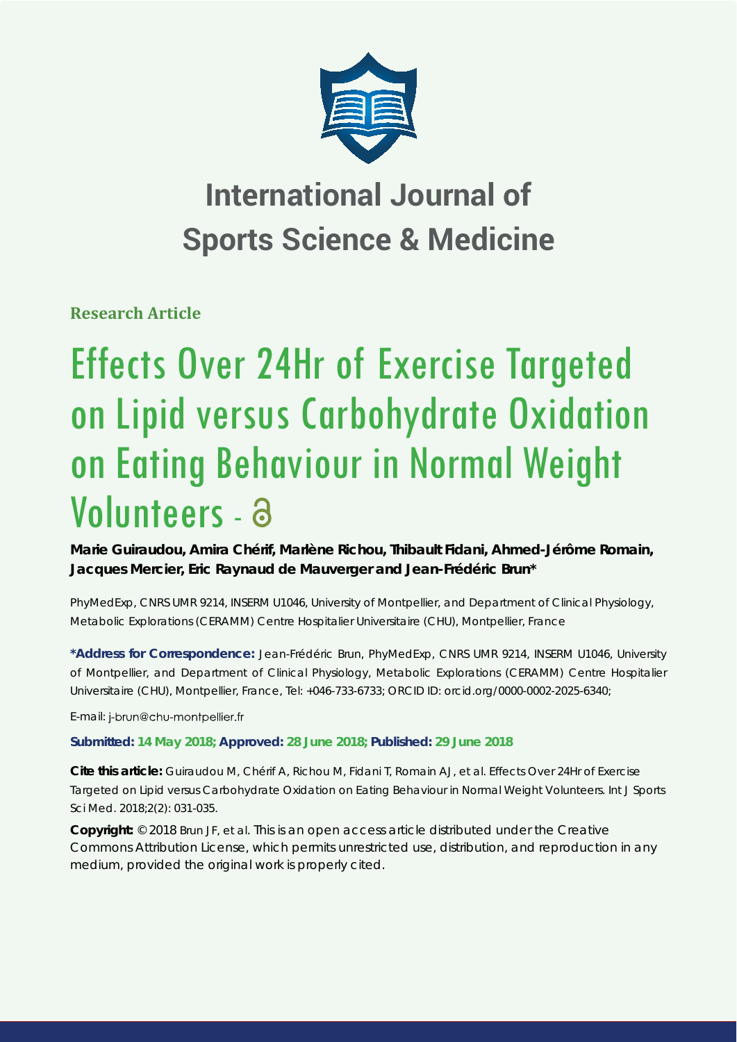# International Journal of Sports Science & Medicine

**Research Article**

# Effects Over 24Hr of Exercise Targeted on Lipid versus Carbohydrate Oxidation on Eating Behaviour in Normal Weight Volunteers

**Marie Guiraudou, Amira Chérif, Marlène Richou, Thibault Fidani, Ahmed-Jérôme Romain, Jacques Mercier, Eric Raynaud de Mauverger and Jean-Frédéric Brun***

PhyMedExp, CNRS UMR 9214, INSERM U1046, University of Montpellier, and Department of Clinical Physiology, Metabolic Explorations (CERAMM) Centre Hospitalier Universitaire (CHU), Montpellier, France

**\*Address for Correspondence:** Jean-Frédéric Brun, PhyMedExp, CNRS UMR 9214, INSERM U1046, University of Montpellier, and Department of Clinical Physiology, Metabolic Explorations (CERAMM) Centre Hospitalier Universitaire (CHU), Montpellier, France, Tel: +046-733-6733; ORCID ID: orcid.org/0000-0002-2025-6340;

E-mail: j-brun@chu-montpellier.fr

**Submitted: 14 May 2018; Approved: 28 June 2018; Published: 29 June 2018**

**Cite this article:** Guiraudou M, Chérif A, Richou M, Fidani T, Romain AJ, et al. Effects Over 24Hr of Exercise Targeted on Lipid versus Carbohydrate Oxidation on Eating Behaviour in Normal Weight Volunteers. Int J Sports Sci Med. 2018;2(2): 031-035.

**Copyright:** © 2018 Brun JF, et al. This is an open access article distributed under the Creative Commons Attribution License, which permits unrestricted use, distribution, and reproduction in any medium, provided the original work is properly cited.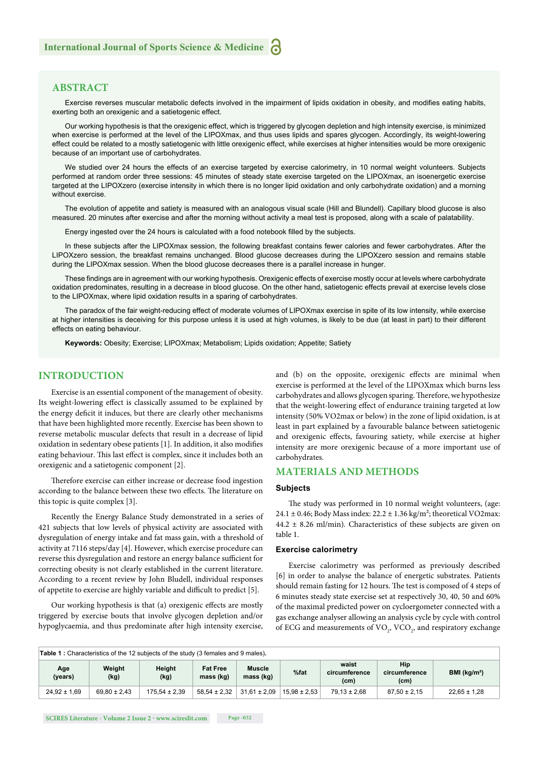## ABSTRACT

Exercise reverses muscular metabolic defects involved in the impairment of lipids oxidation in obesity, and modifies eating habits, exerting both an orexigenic and a satietogenic effect.

Our working hypothesis is that the orexigenic effect, which is triggered by glycogen depletion and high intensity exercise, is minimized when exercise is performed at the level of the LIPOXmax, and thus uses lipids and spares glycogen. Accordingly, its weight-lowering effect could be related to a mostly satietogenic with little orexigenic effect, while exercises at higher intensities would be more orexigenic because of an important use of carbohydrates.

We studied over 24 hours the effects of an exercise targeted by exercise calorimetry, in 10 normal weight volunteers. Subjects performed at random order three sessions: 45 minutes of steady state exercise targeted on the LIPOXmax, an isoenergetic exercise targeted at the LIPOXzero (exercise intensity in which there is no longer lipid oxidation and only carbohydrate oxidation) and a morning without exercise.

The evolution of appetite and satiety is measured with an analogous visual scale (Hill and Blundell). Capillary blood glucose is also measured. 20 minutes after exercise and after the morning without activity a meal test is proposed, along with a scale of palatability.

Energy ingested over the 24 hours is calculated with a food notebook filled by the subjects.

In these subjects after the LIPOXmax session, the following breakfast contains fewer calories and fewer carbohydrates. After the LIPOXzero session, the breakfast remains unchanged. Blood glucose decreases during the LIPOXzero session and remains stable during the LIPOXmax session. When the blood glucose decreases there is a parallel increase in hunger.

These findings are in agreement with our working hypothesis. Orexigenic effects of exercise mostly occur at levels where carbohydrate oxidation predominates, resulting in a decrease in blood glucose. On the other hand, satietogenic effects prevail at exercise levels close to the LIPOXmax, where lipid oxidation results in a sparing of carbohydrates.

The paradox of the fair weight-reducing effect of moderate volumes of LIPOXmax exercise in spite of its low intensity, while exercise at higher intensities is deceiving for this purpose unless it is used at high volumes, is likely to be due (at least in part) to their different effects on eating behaviour.

**Keywords:** Obesity; Exercise; LIPOXmax; Metabolism; Lipids oxidation; Appetite; Satiety

## INTRODUCTION

Exercise is an essential component of the management of obesity. Its weight-lowering effect is classically assumed to be explained by the energy deficit it induces, but there are clearly other mechanisms that have been highlighted more recently. Exercise has been shown to reverse metabolic muscular defects that result in a decrease of lipid oxidation in sedentary obese patients [1]. In addition, it also modifies eating behaviour. This last effect is complex, since it includes both an orexigenic and a satietogenic component [2].

Therefore exercise can either increase or decrease food ingestion according to the balance between these two effects. The literature on this topic is quite complex [3].

Recently the Energy Balance Study demonstrated in a series of 421 subjects that low levels of physical activity are associated with dysregulation of energy intake and fat mass gain, with a threshold of activity at 7116 steps/day [4]. However, which exercise procedure can reverse this dysregulation and restore an energy balance sufficient for correcting obesity is not clearly established in the current literature. According to a recent review by John Bludell, individual responses of appetite to exercise are highly variable and difficult to predict [5].

Our working hypothesis is that (a) orexigenic effects are mostly triggered by exercise bouts that involve glycogen depletion and/or hypoglycaemia, and thus predominate after high intensity exercise, and (b) on the opposite, orexigenic effects are minimal when exercise is performed at the level of the LIPOXmax which burns less carbohydrates and allows glycogen sparing. Therefore, we hypothesize that the weight-lowering effect of endurance training targeted at low intensity (50% VO2max or below) in the zone of lipid oxidation, is at least in part explained by a favourable balance between satietogenic and orexigenic effects, favouring satiety, while exercise at higher intensity are more orexigenic because of a more important use of carbohydrates.

## MATERIALS AND METHODS

### Subjects

The study was performed in 10 normal weight volunteers, (age: 24.1 ± 0.46; Body Mass index: 22.2 ± 1.36 kg/m²; theoretical VO2max: 44.2 ± 8.26 ml/min). Characteristics of these subjects are given on table 1.

### Exercise calorimetry

Exercise calorimetry was performed as previously described [6] in order to analyse the balance of energetic substrates. Patients should remain fasting for 12 hours. The test is composed of 4 steps of 6 minutes steady state exercise set at respectively 30, 40, 50 and 60% of the maximal predicted power on cycloergometer connected with a gas exchange analyser allowing an analysis cycle by cycle with control of ECG and measurements of $VO_2$, $VCO_2$, and respiratory exchange

**Table 1 :** Characteristics of the 12 subjects of the study (3 females and 9 males).

| Age (years) | Weight (kg) | Height (kg) | Fat Free mass (kg) | Muscle mass (kg) | %fat | waist circumference (cm) | Hip circumference (cm) | BMI (kg/m²) |
|---|---|---|---|---|---|---|---|---|
| 24,92 ± 1,69 | 69,80 ± 2,43 | 175,54 ± 2,39 | 58,54 ± 2,32 | 31,61 ± 2,09 | 15,98 ± 2,53 | 79,13 ± 2,68 | 87,50 ± 2,15 | 22,65 ± 1,28 |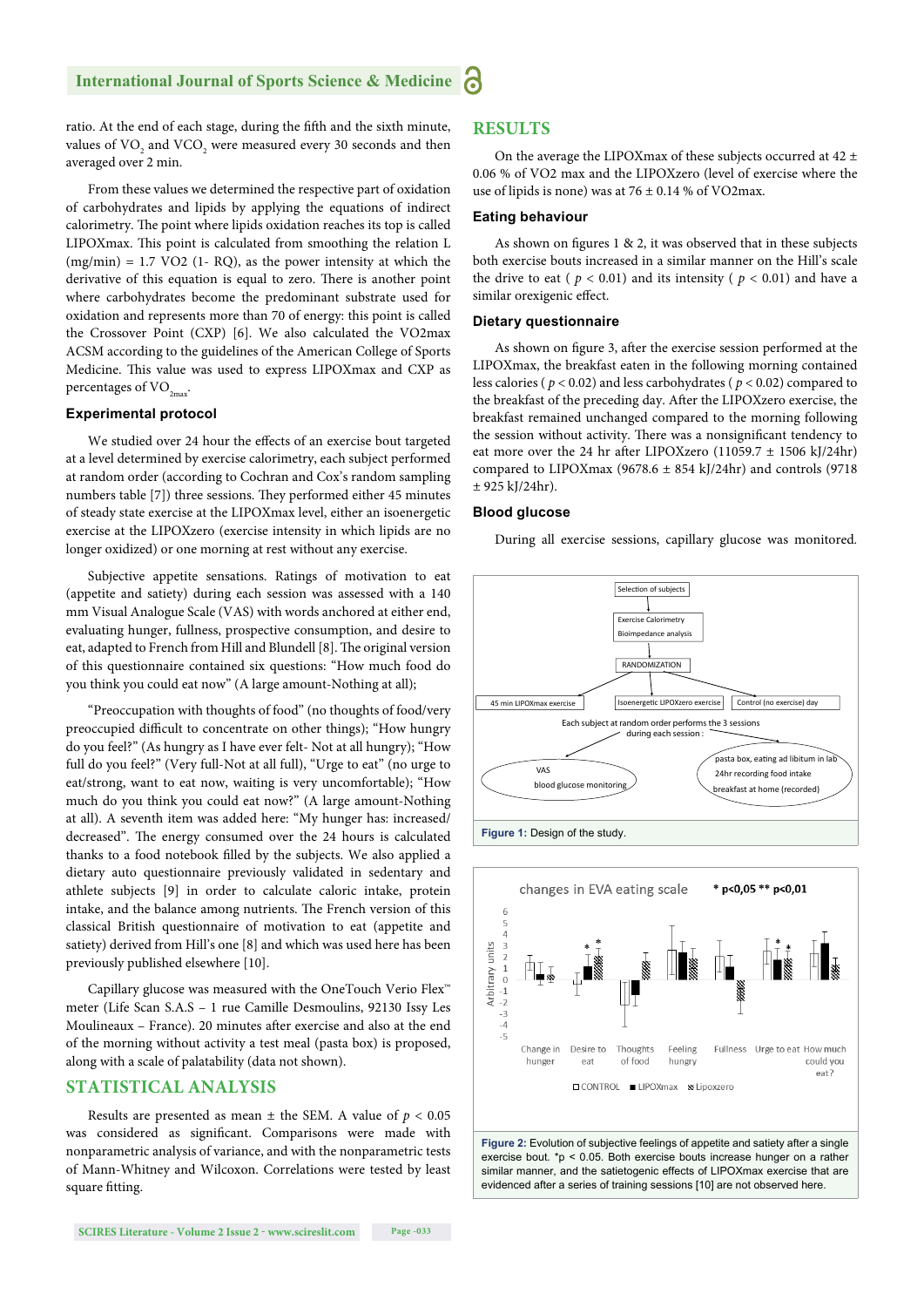ratio. At the end of each stage, during the fifth and the sixth minute, values of $VO_2$ and $VCO_2$ were measured every 30 seconds and then averaged over 2 min.

From these values we determined the respective part of oxidation of carbohydrates and lipids by applying the equations of indirect calorimetry. The point where lipids oxidation reaches its top is called LIPOXmax. This point is calculated from smoothing the relation L (mg/min) = 1.7 VO2 (1- RQ), as the power intensity at which the derivative of this equation is equal to zero. There is another point where carbohydrates become the predominant substrate used for oxidation and represents more than 70 of energy: this point is called the Crossover Point (CXP) [6]. We also calculated the VO2max ACSM according to the guidelines of the American College of Sports Medicine. This value was used to express LIPOXmax and CXP as percentages of $VO_{2max}$.

### Experimental protocol

We studied over 24 hour the effects of an exercise bout targeted at a level determined by exercise calorimetry, each subject performed at random order (according to Cochran and Cox's random sampling numbers table [7]) three sessions. They performed either 45 minutes of steady state exercise at the LIPOXmax level, either an isoenergetic exercise at the LIPOXzero (exercise intensity in which lipids are no longer oxidized) or one morning at rest without any exercise.

Subjective appetite sensations. Ratings of motivation to eat (appetite and satiety) during each session was assessed with a 140 mm Visual Analogue Scale (VAS) with words anchored at either end, evaluating hunger, fullness, prospective consumption, and desire to eat, adapted to French from Hill and Blundell [8]. The original version of this questionnaire contained six questions: "How much food do you think you could eat now" (A large amount-Nothing at all);

"Preoccupation with thoughts of food" (no thoughts of food/very preoccupied difficult to concentrate on other things); "How hungry do you feel?" (As hungry as I have ever felt- Not at all hungry); "How full do you feel?" (Very full-Not at all full), "Urge to eat" (no urge to eat/strong, want to eat now, waiting is very uncomfortable); "How much do you think you could eat now?" (A large amount-Nothing at all). A seventh item was added here: "My hunger has: increased/decreased". The energy consumed over the 24 hours is calculated thanks to a food notebook filled by the subjects. We also applied a dietary auto questionnaire previously validated in sedentary and athlete subjects [9] in order to calculate caloric intake, protein intake, and the balance among nutrients. The French version of this classical British questionnaire of motivation to eat (appetite and satiety) derived from Hill's one [8] and which was used here has been previously published elsewhere [10].

Capillary glucose was measured with the OneTouch Verio Flex™ meter (Life Scan S.A.S – 1 rue Camille Desmoulins, 92130 Issy Les Moulineaux – France). 20 minutes after exercise and also at the end of the morning without activity a test meal (pasta box) is proposed, along with a scale of palatability (data not shown).

## STATISTICAL ANALYSIS

Results are presented as mean ± the SEM. A value of $p < 0.05$ was considered as significant. Comparisons were made with nonparametric analysis of variance, and with the nonparametric tests of Mann-Whitney and Wilcoxon. Correlations were tested by least square fitting.

## RESULTS

On the average the LIPOXmax of these subjects occurred at 42 ± 0.06 % of VO2 max and the LIPOXzero (level of exercise where the use of lipids is none) was at 76 ± 0.14 % of VO2max.

### Eating behaviour

As shown on figures 1 & 2, it was observed that in these subjects both exercise bouts increased in a similar manner on the Hill's scale the drive to eat ( $p < 0.01$) and its intensity ( $p < 0.01$) and have a similar orexigenic effect.

### Dietary questionnaire

As shown on figure 3, after the exercise session performed at the LIPOXmax, the breakfast eaten in the following morning contained less calories ( $p < 0.02$) and less carbohydrates ( $p < 0.02$) compared to the breakfast of the preceding day. After the LIPOXzero exercise, the breakfast remained unchanged compared to the morning following the session without activity. There was a nonsignificant tendency to eat more over the 24 hr after LIPOXzero (11059.7 ± 1506 kJ/24hr) compared to LIPOXmax (9678.6 ± 854 kJ/24hr) and controls (9718 ± 925 kJ/24hr).

### Blood glucose

During all exercise sessions, capillary glucose was monitored.

**Figure 1:** Design of the study.

**Figure 2:** Evolution of subjective feelings of appetite and satiety after a single exercise bout. *p < 0.05. Both exercise bouts increase hunger on a rather similar manner, and the satietogenic effects of LIPOXmax exercise that are evidenced after a series of training sessions [10] are not observed here.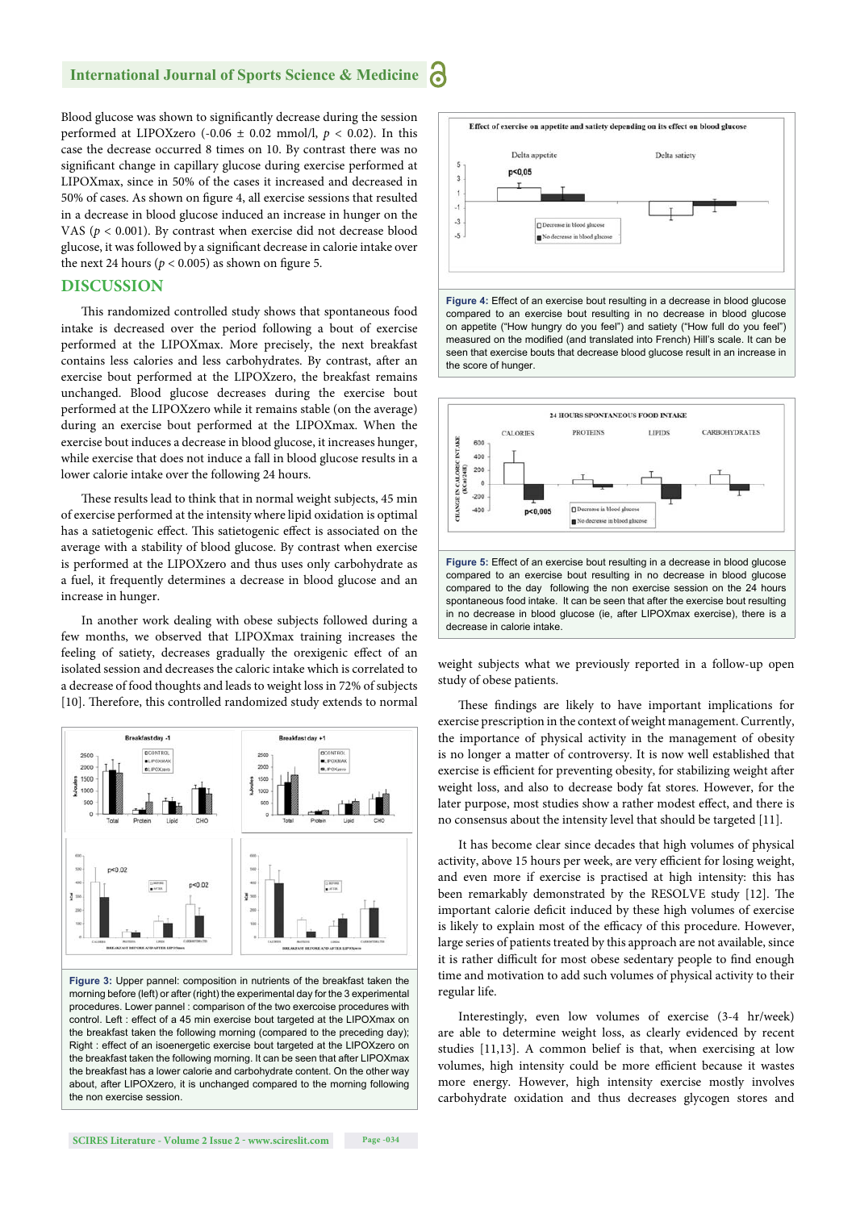Blood glucose was shown to significantly decrease during the session performed at LIPOXzero (-0.06 ± 0.02 mmol/l, $p < 0.02$). In this case the decrease occurred 8 times on 10. By contrast there was no significant change in capillary glucose during exercise performed at LIPOXmax, since in 50% of the cases it increased and decreased in 50% of cases. As shown on figure 4, all exercise sessions that resulted in a decrease in blood glucose induced an increase in hunger on the VAS ($p < 0.001$). By contrast when exercise did not decrease blood glucose, it was followed by a significant decrease in calorie intake over the next 24 hours ($p < 0.005$) as shown on figure 5.

## DISCUSSION

This randomized controlled study shows that spontaneous food intake is decreased over the period following a bout of exercise performed at the LIPOXmax. More precisely, the next breakfast contains less calories and less carbohydrates. By contrast, after an exercise bout performed at the LIPOXzero, the breakfast remains unchanged. Blood glucose decreases during the exercise bout performed at the LIPOXzero while it remains stable (on the average) during an exercise bout performed at the LIPOXmax. When the exercise bout induces a decrease in blood glucose, it increases hunger, while exercise that does not induce a fall in blood glucose results in a lower calorie intake over the following 24 hours.

These results lead to think that in normal weight subjects, 45 min of exercise performed at the intensity where lipid oxidation is optimal has a satietogenic effect. This satietogenic effect is associated on the average with a stability of blood glucose. By contrast when exercise is performed at the LIPOXzero and thus uses only carbohydrate as a fuel, it frequently determines a decrease in blood glucose and an increase in hunger.

In another work dealing with obese subjects followed during a few months, we observed that LIPOXmax training increases the feeling of satiety, decreases gradually the orexigenic effect of an isolated session and decreases the caloric intake which is correlated to a decrease of food thoughts and leads to weight loss in 72% of subjects [10]. Therefore, this controlled randomized study extends to normal weight subjects what we previously reported in a follow-up open study of obese patients.

Figure 3: Upper pannel: composition in nutrients of the breakfast taken the morning before (left) or after (right) the experimental day for the 3 experimental procedures. Lower pannel : comparison of the two exercoise procedures with control. Left : effect of a 45 min exercise bout targeted at the LIPOXmax on the breakfast taken the following morning (compared to the preceding day); Right : effect of an isoenergetic exercise bout targeted at the LIPOXzero on the breakfast taken the following morning. It can be seen that after LIPOXmax the breakfast has a lower calorie and carbohydrate content. On the other way about, after LIPOXzero, it is unchanged compared to the morning following the non exercise session.

Figure 4: Effect of an exercise bout resulting in a decrease in blood glucose compared to an exercise bout resulting in no decrease in blood glucose on appetite ("How hungry do you feel") and satiety ("How full do you feel") measured on the modified (and translated into French) Hill's scale. It can be seen that exercise bouts that decrease blood glucose result in an increase in the score of hunger.

Figure 5: Effect of an exercise bout resulting in a decrease in blood glucose compared to an exercise bout resulting in no decrease in blood glucose compared to the day following the non exercise session on the 24 hours spontaneous food intake. It can be seen that after the exercise bout resulting in no decrease in blood glucose (ie, after LIPOXmax exercise), there is a decrease in calorie intake.

These findings are likely to have important implications for exercise prescription in the context of weight management. Currently, the importance of physical activity in the management of obesity is no longer a matter of controversy. It is now well established that exercise is efficient for preventing obesity, for stabilizing weight after weight loss, and also to decrease body fat stores. However, for the later purpose, most studies show a rather modest effect, and there is no consensus about the intensity level that should be targeted [11].

It has become clear since decades that high volumes of physical activity, above 15 hours per week, are very efficient for losing weight, and even more if exercise is practised at high intensity: this has been remarkably demonstrated by the RESOLVE study [12]. The important calorie deficit induced by these high volumes of exercise is likely to explain most of the efficacy of this procedure. However, large series of patients treated by this approach are not available, since it is rather difficult for most obese sedentary people to find enough time and motivation to add such volumes of physical activity to their regular life.

Interestingly, even low volumes of exercise (3-4 hr/week) are able to determine weight loss, as clearly evidenced by recent studies [11,13]. A common belief is that, when exercising at low volumes, high intensity could be more efficient because it wastes more energy. However, high intensity exercise mostly involves carbohydrate oxidation and thus decreases glycogen stores and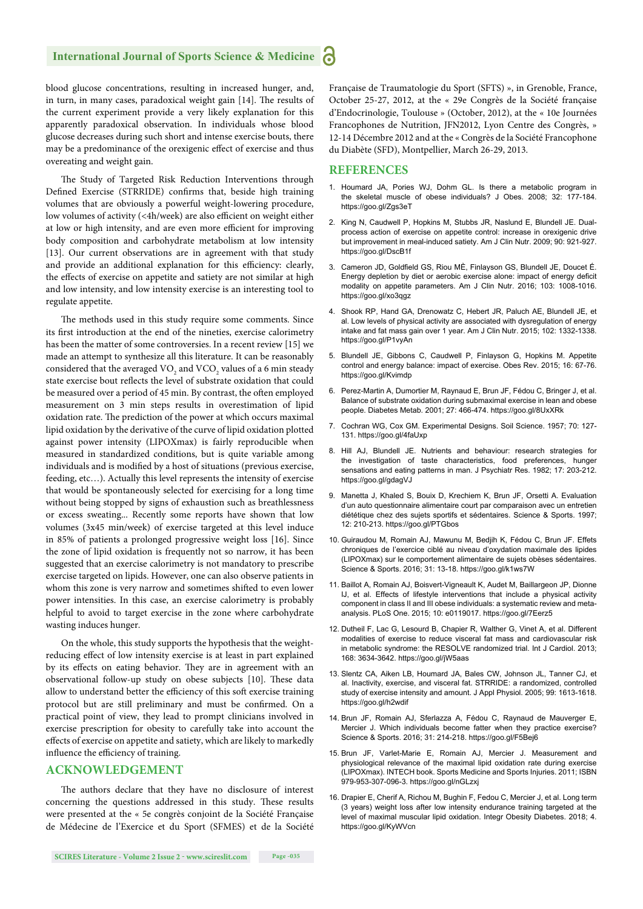blood glucose concentrations, resulting in increased hunger, and, in turn, in many cases, paradoxical weight gain [14]. The results of the current experiment provide a very likely explanation for this apparently paradoxical observation. In individuals whose blood glucose decreases during such short and intense exercise bouts, there may be a predominance of the orexigenic effect of exercise and thus overeating and weight gain.

The Study of Targeted Risk Reduction Interventions through Defined Exercise (STRRIDE) confirms that, beside high training volumes that are obviously a powerful weight-lowering procedure, low volumes of activity (<4h/week) are also efficient on weight either at low or high intensity, and are even more efficient for improving body composition and carbohydrate metabolism at low intensity [13]. Our current observations are in agreement with that study and provide an additional explanation for this efficiency: clearly, the effects of exercise on appetite and satiety are not similar at high and low intensity, and low intensity exercise is an interesting tool to regulate appetite.

The methods used in this study require some comments. Since its first introduction at the end of the nineties, exercise calorimetry has been the matter of some controversies. In a recent review [15] we made an attempt to synthesize all this literature. It can be reasonably considered that the averaged $VO_2$ and $VCO_2$ values of a 6 min steady state exercise bout reflects the level of substrate oxidation that could be measured over a period of 45 min. By contrast, the often employed measurement on 3 min steps results in overestimation of lipid oxidation rate. The prediction of the power at which occurs maximal lipid oxidation by the derivative of the curve of lipid oxidation plotted against power intensity (LIPOXmax) is fairly reproducible when measured in standardized conditions, but is quite variable among individuals and is modified by a host of situations (previous exercise, feeding, etc…). Actually this level represents the intensity of exercise that would be spontaneously selected for exercising for a long time without being stopped by signs of exhaustion such as breathlessness or excess sweating... Recently some reports have shown that low volumes (3x45 min/week) of exercise targeted at this level induce in 85% of patients a prolonged progressive weight loss [16]. Since the zone of lipid oxidation is frequently not so narrow, it has been suggested that an exercise calorimetry is not mandatory to prescribe exercise targeted on lipids. However, one can also observe patients in whom this zone is very narrow and sometimes shifted to even lower power intensities. In this case, an exercise calorimetry is probably helpful to avoid to target exercise in the zone where carbohydrate wasting induces hunger.

On the whole, this study supports the hypothesis that the weight-reducing effect of low intensity exercise is at least in part explained by its effects on eating behavior. They are in agreement with an observational follow-up study on obese subjects [10]. These data allow to understand better the efficiency of this soft exercise training protocol but are still preliminary and must be confirmed. On a practical point of view, they lead to prompt clinicians involved in exercise prescription for obesity to carefully take into account the effects of exercise on appetite and satiety, which are likely to markedly influence the efficiency of training.

## ACKNOWLEDGEMENT

The authors declare that they have no disclosure of interest concerning the questions addressed in this study. These results were presented at the « 5e congrès conjoint de la Société Française de Médecine de l'Exercice et du Sport (SFMES) et de la Société Française de Traumatologie du Sport (SFTS) », in Grenoble, France, October 25-27, 2012, at the « 29e Congrès de la Société française d'Endocrinologie, Toulouse » (October, 2012), at the « 10e Journées Francophones de Nutrition, JFN2012, Lyon Centre des Congrès, » 12-14 Décembre 2012 and at the « Congrès de la Société Francophone du Diabète (SFD), Montpellier, March 26-29, 2013.

## REFERENCES

1. Houmard JA, Pories WJ, Dohm GL. Is there a metabolic program in the skeletal muscle of obese individuals? J Obes. 2008; 32: 177-184. https://goo.gl/Zgs3eT
2. King N, Caudwell P, Hopkins M, Stubbs JR, Naslund E, Blundell JE. Dual-process action of exercise on appetite control: increase in orexigenic drive but improvement in meal-induced satiety. Am J Clin Nutr. 2009; 90: 921-927. https://goo.gl/DscB1f
3. Cameron JD, Goldfield GS, Riou MÈ, Finlayson GS, Blundell JE, Doucet É. Energy depletion by diet or aerobic exercise alone: impact of energy deficit modality on appetite parameters. Am J Clin Nutr. 2016; 103: 1008-1016. https://goo.gl/xo3qgz
4. Shook RP, Hand GA, Drenowatz C, Hebert JR, Paluch AE, Blundell JE, et al. Low levels of physical activity are associated with dysregulation of energy intake and fat mass gain over 1 year. Am J Clin Nutr. 2015; 102: 1332-1338. https://goo.gl/P1vyAn
5. Blundell JE, Gibbons C, Caudwell P, Finlayson G, Hopkins M. Appetite control and energy balance: impact of exercise. Obes Rev. 2015; 16: 67-76. https://goo.gl/Kvimdp
6. Perez-Martin A, Dumortier M, Raynaud E, Brun JF, Fédou C, Bringer J, et al. Balance of substrate oxidation during submaximal exercise in lean and obese people. Diabetes Metab. 2001; 27: 466-474. https://goo.gl/8UxXRk
7. Cochran WG, Cox GM. Experimental Designs. Soil Science. 1957; 70: 127-131. https://goo.gl/4faUxp
8. Hill AJ, Blundell JE. Nutrients and behaviour: research strategies for the investigation of taste characteristics, food preferences, hunger sensations and eating patterns in man. J Psychiatr Res. 1982; 17: 203-212. https://goo.gl/gdagVJ
9. Manetta J, Khaled S, Bouix D, Krechiem K, Brun JF, Orsetti A. Evaluation d'un auto questionnaire alimentaire court par comparaison avec un entretien diététique chez des sujets sportifs et sédentaires. Science & Sports. 1997; 12: 210-213. https://goo.gl/PTGbos
10. Guiraudou M, Romain AJ, Mawunu M, Bedjih K, Fédou C, Brun JF. Effets chroniques de l'exercice ciblé au niveau d'oxydation maximale des lipides (LIPOXmax) sur le comportement alimentaire de sujets obèses sédentaires. Science & Sports. 2016; 31: 13-18. https://goo.gl/k1ws7W
11. Baillot A, Romain AJ, Boisvert-Vigneault K, Audet M, Baillargeon JP, Dionne IJ, et al. Effects of lifestyle interventions that include a physical activity component in class II and III obese individuals: a systematic review and meta-analysis. PLoS One. 2015; 10: e0119017. https://goo.gl/7Eerz5
12. Dutheil F, Lac G, Lesourd B, Chapier R, Walther G, Vinet A, et al. Different modalities of exercise to reduce visceral fat mass and cardiovascular risk in metabolic syndrome: the RESOLVE randomized trial. Int J Cardiol. 2013; 168: 3634-3642. https://goo.gl/jW5aas
13. Slentz CA, Aiken LB, Houmard JA, Bales CW, Johnson JL, Tanner CJ, et al. Inactivity, exercise, and visceral fat. STRRIDE: a randomized, controlled study of exercise intensity and amount. J Appl Physiol. 2005; 99: 1613-1618. https://goo.gl/h2wdif
14. Brun JF, Romain AJ, Sferlazza A, Fédou C, Raynaud de Mauverger E, Mercier J. Which individuals become fatter when they practice exercise? Science & Sports. 2016; 31: 214-218. https://goo.gl/F5Bej6
15. Brun JF, Varlet-Marie E, Romain AJ, Mercier J. Measurement and physiological relevance of the maximal lipid oxidation rate during exercise (LIPOXmax). INTECH book. Sports Medicine and Sports Injuries. 2011; ISBN 979-953-307-096-3. https://goo.gl/nGLzxj
16. Drapier E, Cherif A, Richou M, Bughin F, Fedou C, Mercier J, et al. Long term (3 years) weight loss after low intensity endurance training targeted at the level of maximal muscular lipid oxidation. Integr Obesity Diabetes. 2018; 4. https://goo.gl/KyWVcn